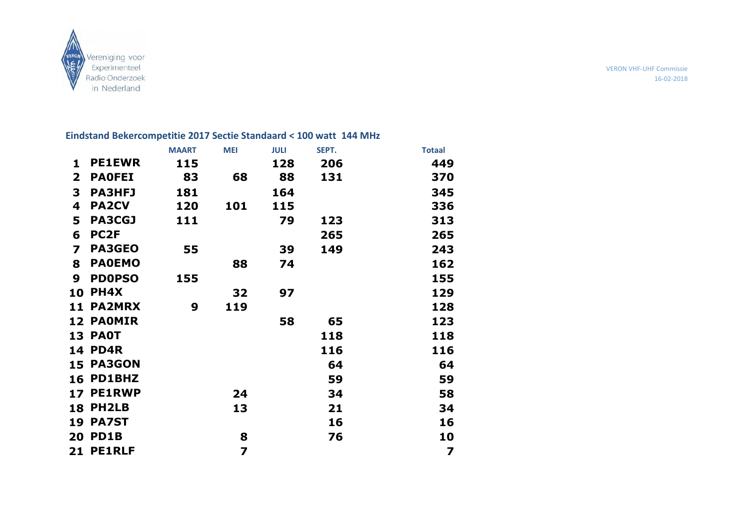Vereniging voor Experimenteel Radio Onderzoek in Nederland

VERON VHF-UHF Commissie
16-02-2018

## Eindstand Bekercompetitie 2017 Sectie Standaard < 100 watt 144 MHz

| | | MAART | MEI | JULI | SEPT. | Totaal |
|---|---|---|---|---|---|---|
| 1 | PE1EWR | 115 | | 128 | 206 | 449 |
| 2 | PA0FEI | 83 | 68 | 88 | 131 | 370 |
| 3 | PA3HFJ | 181 | | 164 | | 345 |
| 4 | PA2CV | 120 | 101 | 115 | | 336 |
| 5 | PA3CGJ | 111 | | 79 | 123 | 313 |
| 6 | PC2F | | | | 265 | 265 |
| 7 | PA3GEO | 55 | | 39 | 149 | 243 |
| 8 | PA0EMO | | 88 | 74 | | 162 |
| 9 | PD0PSO | 155 | | | | 155 |
| 10 | PH4X | | 32 | 97 | | 129 |
| 11 | PA2MRX | 9 | 119 | | | 128 |
| 12 | PA0MIR | | | 58 | 65 | 123 |
| 13 | PA0T | | | | 118 | 118 |
| 14 | PD4R | | | | 116 | 116 |
| 15 | PA3GON | | | | 64 | 64 |
| 16 | PD1BHZ | | | | 59 | 59 |
| 17 | PE1RWP | | 24 | | 34 | 58 |
| 18 | PH2LB | | 13 | | 21 | 34 |
| 19 | PA7ST | | | | 16 | 16 |
| 20 | PD1B | | 8 | | 76 | 10 |
| 21 | PE1RLF | | 7 | | | 7 |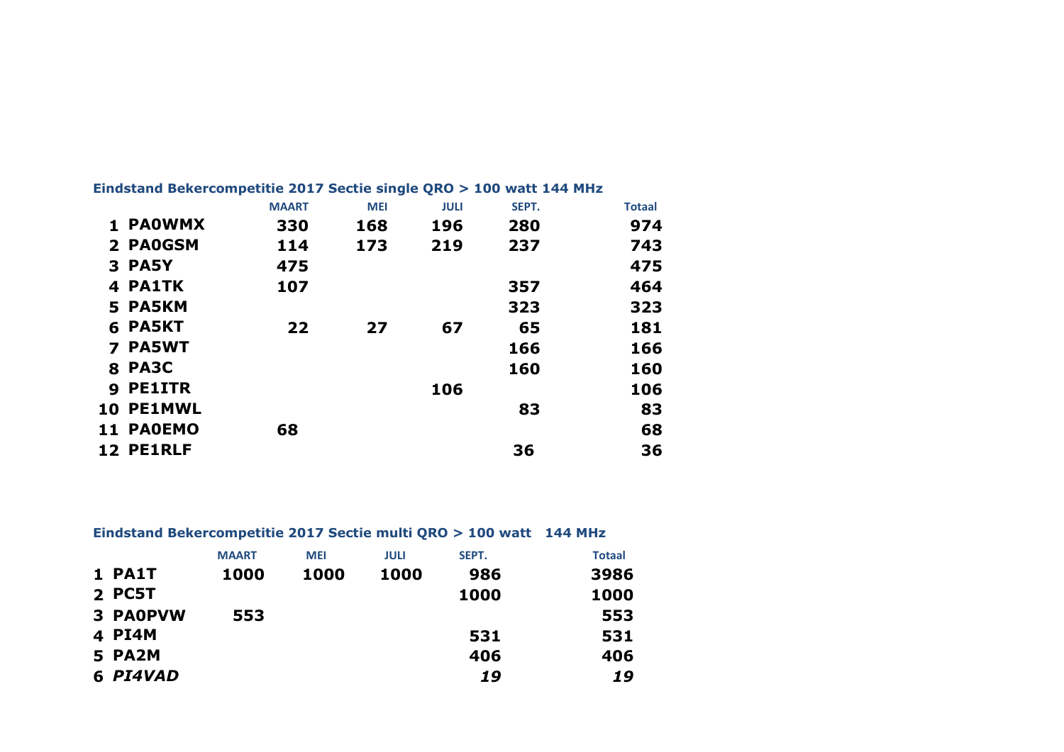### Eindstand Bekercompetitie 2017 Sectie single QRO > 100 watt 144 MHz

| | | MAART | MEI | JULI | SEPT. | Totaal |
|---|---|---|---|---|---|---|
| 1 | **PA0WMX** | **330** | **168** | **196** | **280** | **974** |
| 2 | **PA0GSM** | **114** | **173** | **219** | **237** | **743** |
| 3 | **PA5Y** | **475** | | | | **475** |
| 4 | **PA1TK** | **107** | | | **357** | **464** |
| 5 | **PA5KM** | | | | **323** | **323** |
| 6 | **PA5KT** | **22** | **27** | **67** | **65** | **181** |
| 7 | **PA5WT** | | | | **166** | **166** |
| 8 | **PA3C** | | | | **160** | **160** |
| 9 | **PE1ITR** | | | **106** | | **106** |
| 10 | **PE1MWL** | | | | **83** | **83** |
| 11 | **PA0EMO** | **68** | | | | **68** |
| 12 | **PE1RLF** | | | | **36** | **36** |

### Eindstand Bekercompetitie 2017 Sectie multi QRO > 100 watt 144 MHz

| | | MAART | MEI | JULI | SEPT. | Totaal |
|---|---|---|---|---|---|---|
| 1 | **PA1T** | **1000** | **1000** | **1000** | **986** | **3986** |
| 2 | **PC5T** | | | | **1000** | **1000** |
| 3 | **PA0PVW** | **553** | | | | **553** |
| 4 | **PI4M** | | | | **531** | **531** |
| 5 | **PA2M** | | | | **406** | **406** |
| 6 | ***PI4VAD*** | | | | ***19*** | ***19*** |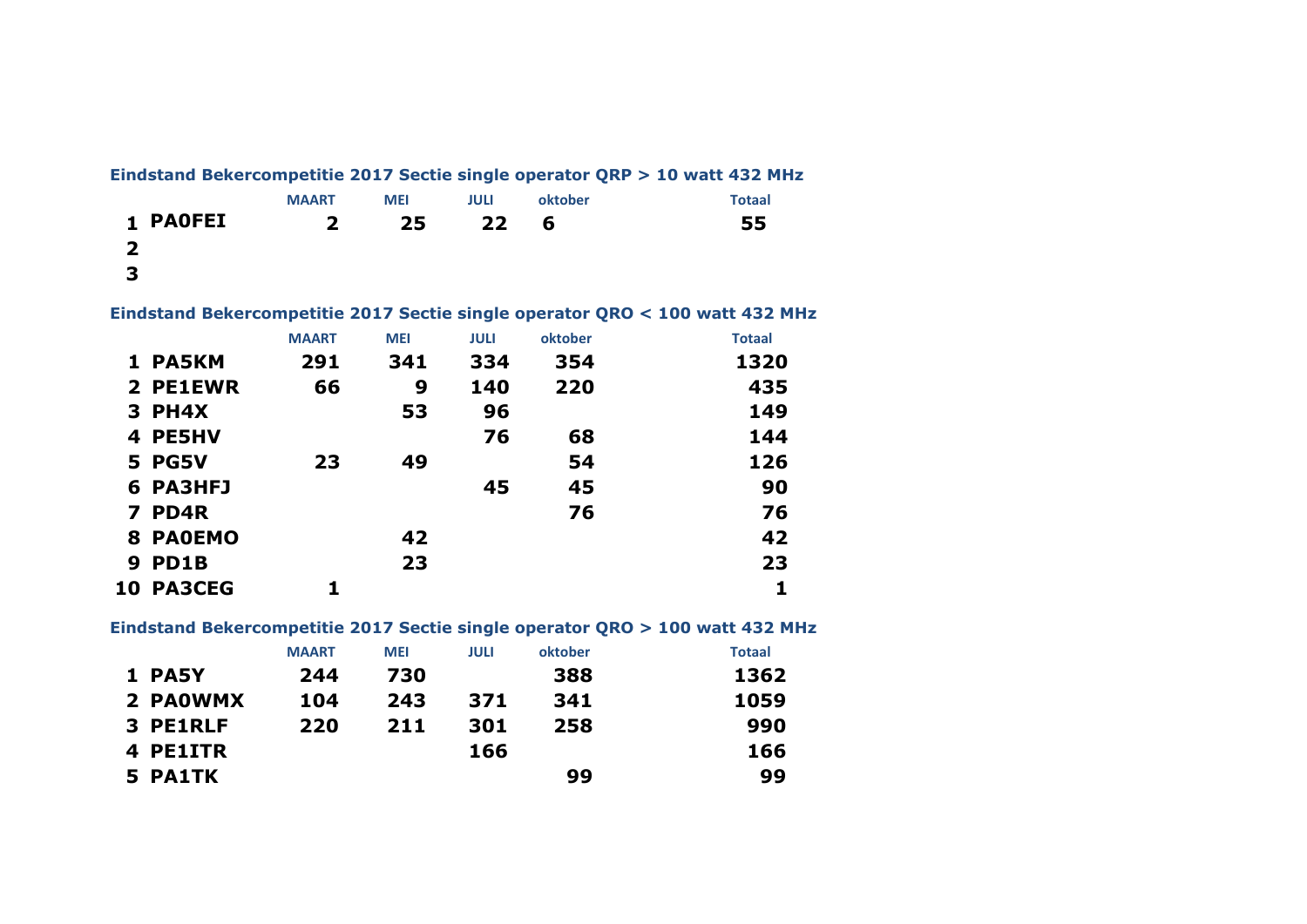### Eindstand Bekercompetitie 2017 Sectie single operator QRP > 10 watt 432 MHz

| | | MAART | MEI | JULI | oktober | Totaal |
|---|---|---|---|---|---|---|
| 1 | PA0FEI | 2 | 25 | 22 | 6 | 55 |
| 2 | | | | | | |
| 3 | | | | | | |

### Eindstand Bekercompetitie 2017 Sectie single operator QRO < 100 watt 432 MHz

| | | MAART | MEI | JULI | oktober | Totaal |
|---|---|---|---|---|---|---|
| 1 | PA5KM | 291 | 341 | 334 | 354 | 1320 |
| 2 | PE1EWR | 66 | 9 | 140 | 220 | 435 |
| 3 | PH4X | | 53 | 96 | | 149 |
| 4 | PE5HV | | | 76 | 68 | 144 |
| 5 | PG5V | 23 | 49 | | 54 | 126 |
| 6 | PA3HFJ | | | 45 | 45 | 90 |
| 7 | PD4R | | | | 76 | 76 |
| 8 | PA0EMO | | 42 | | | 42 |
| 9 | PD1B | | 23 | | | 23 |
| 10 | PA3CEG | 1 | | | | 1 |

### Eindstand Bekercompetitie 2017 Sectie single operator QRO > 100 watt 432 MHz

| | | MAART | MEI | JULI | oktober | Totaal |
|---|---|---|---|---|---|---|
| 1 | PA5Y | 244 | 730 | | 388 | 1362 |
| 2 | PA0WMX | 104 | 243 | 371 | 341 | 1059 |
| 3 | PE1RLF | 220 | 211 | 301 | 258 | 990 |
| 4 | PE1ITR | | | 166 | | 166 |
| 5 | PA1TK | | | | 99 | 99 |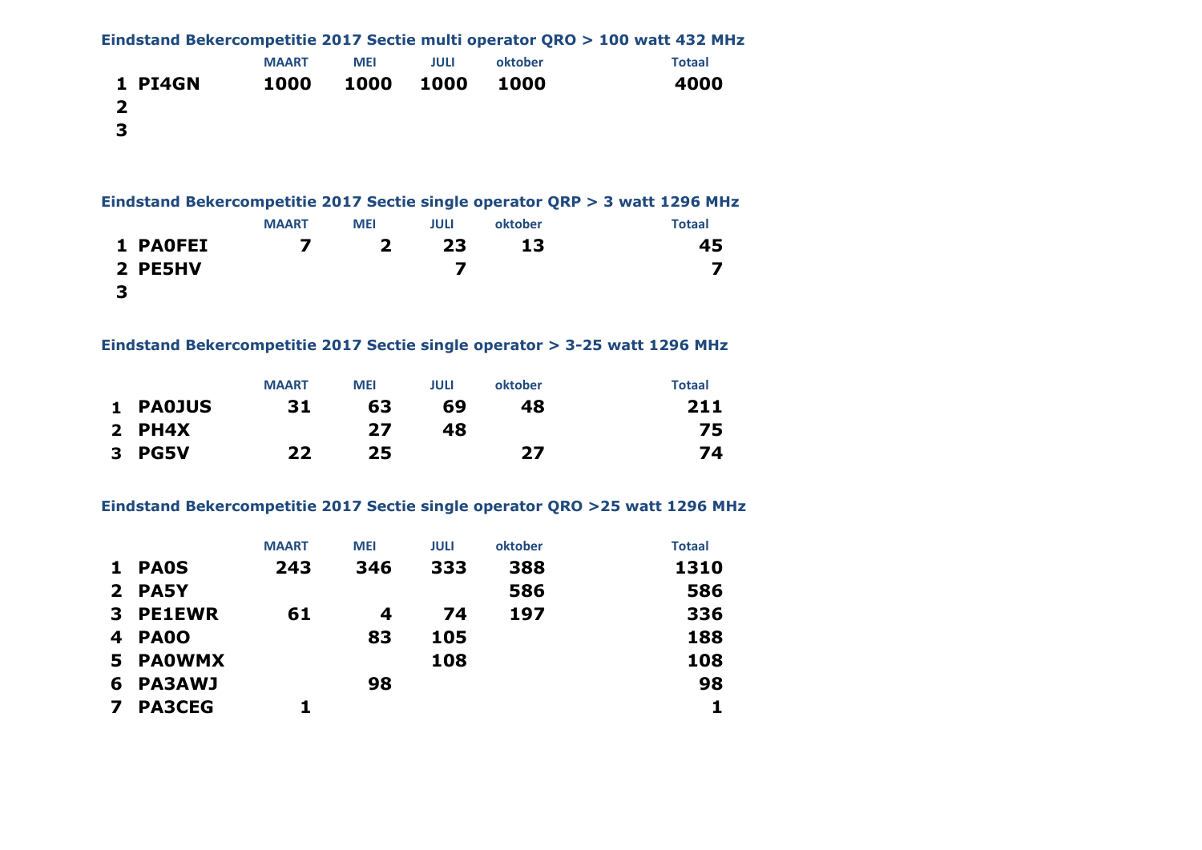### Eindstand Bekercompetitie 2017 Sectie multi operator QRO > 100 watt 432 MHz

| | | MAART | MEI | JULI | oktober | Totaal |
|---|---|---|---|---|---|---|
| 1 | PI4GN | 1000 | 1000 | 1000 | 1000 | 4000 |
| 2 | | | | | | |
| 3 | | | | | | |

### Eindstand Bekercompetitie 2017 Sectie single operator QRP > 3 watt 1296 MHz

| | | MAART | MEI | JULI | oktober | Totaal |
|---|---|---|---|---|---|---|
| 1 | PA0FEI | 7 | 2 | 23 | 13 | 45 |
| 2 | PE5HV | | | 7 | | 7 |
| 3 | | | | | | |

### Eindstand Bekercompetitie 2017 Sectie single operator > 3-25 watt 1296 MHz

| | | MAART | MEI | JULI | oktober | Totaal |
|---|---|---|---|---|---|---|
| 1 | PA0JUS | 31 | 63 | 69 | 48 | 211 |
| 2 | PH4X | | 27 | 48 | | 75 |
| 3 | PG5V | 22 | 25 | | 27 | 74 |

### Eindstand Bekercompetitie 2017 Sectie single operator QRO >25 watt 1296 MHz

| | | MAART | MEI | JULI | oktober | Totaal |
|---|---|---|---|---|---|---|
| 1 | PA0S | 243 | 346 | 333 | 388 | 1310 |
| 2 | PA5Y | | | | 586 | 586 |
| 3 | PE1EWR | 61 | 4 | 74 | 197 | 336 |
| 4 | PA0O | | 83 | 105 | | 188 |
| 5 | PA0WMX | | | 108 | | 108 |
| 6 | PA3AWJ | | 98 | | | 98 |
| 7 | PA3CEG | 1 | | | | 1 |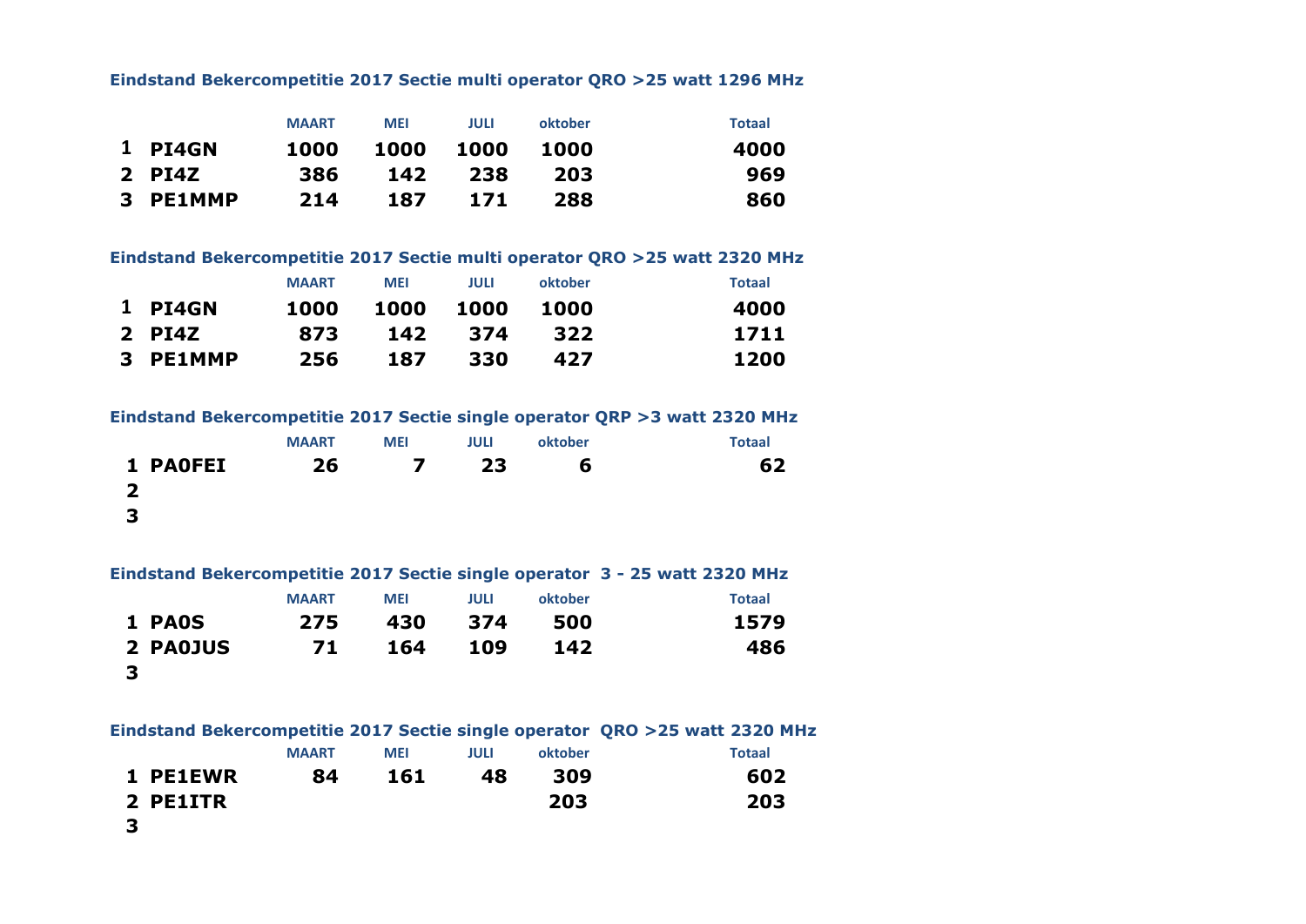### Eindstand Bekercompetitie 2017 Sectie multi operator QRO >25 watt 1296 MHz

| | | MAART | MEI | JULI | oktober | Totaal |
|---|---|---|---|---|---|---|
| 1 | PI4GN | 1000 | 1000 | 1000 | 1000 | 4000 |
| 2 | PI4Z | 386 | 142 | 238 | 203 | 969 |
| 3 | PE1MMP | 214 | 187 | 171 | 288 | 860 |

### Eindstand Bekercompetitie 2017 Sectie multi operator QRO >25 watt 2320 MHz

| | | MAART | MEI | JULI | oktober | Totaal |
|---|---|---|---|---|---|---|
| 1 | PI4GN | 1000 | 1000 | 1000 | 1000 | 4000 |
| 2 | PI4Z | 873 | 142 | 374 | 322 | 1711 |
| 3 | PE1MMP | 256 | 187 | 330 | 427 | 1200 |

### Eindstand Bekercompetitie 2017 Sectie single operator QRP >3 watt 2320 MHz

| | | MAART | MEI | JULI | oktober | Totaal |
|---|---|---|---|---|---|---|
| 1 | PA0FEI | 26 | 7 | 23 | 6 | 62 |
| 2 | | | | | | |
| 3 | | | | | | |

### Eindstand Bekercompetitie 2017 Sectie single operator 3 - 25 watt 2320 MHz

| | | MAART | MEI | JULI | oktober | Totaal |
|---|---|---|---|---|---|---|
| 1 | PA0S | 275 | 430 | 374 | 500 | 1579 |
| 2 | PA0JUS | 71 | 164 | 109 | 142 | 486 |
| 3 | | | | | | |

### Eindstand Bekercompetitie 2017 Sectie single operator QRO >25 watt 2320 MHz

| | | MAART | MEI | JULI | oktober | Totaal |
|---|---|---|---|---|---|---|
| 1 | PE1EWR | 84 | 161 | 48 | 309 | 602 |
| 2 | PE1ITR | | | | 203 | 203 |
| 3 | | | | | | |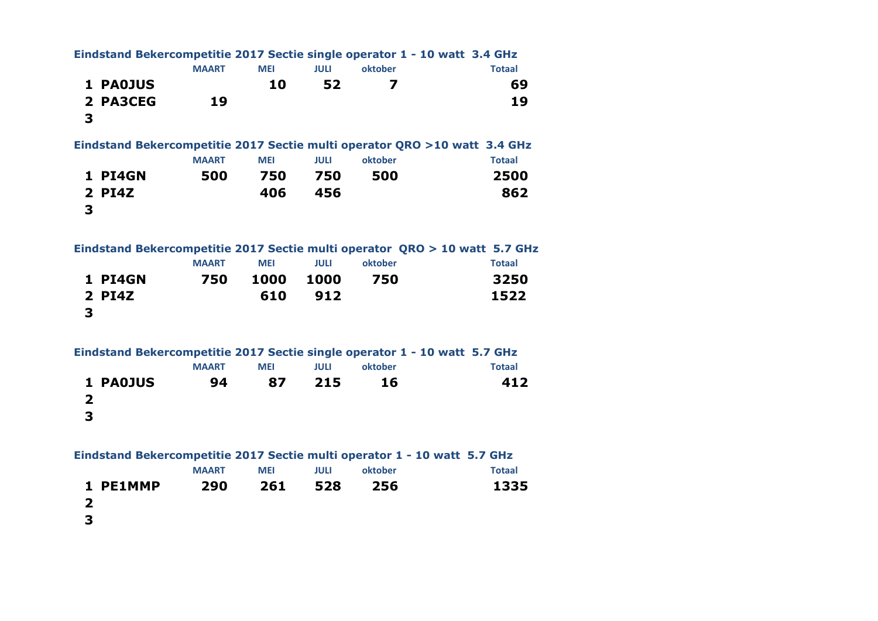**Eindstand Bekercompetitie 2017 Sectie single operator 1 - 10 watt 3.4 GHz**

| | | MAART | MEI | JULI | oktober | Totaal |
|---|---|---|---|---|---|---|
| 1 | PA0JUS | | 10 | 52 | 7 | 69 |
| 2 | PA3CEG | 19 | | | | 19 |
| 3 | | | | | | |

**Eindstand Bekercompetitie 2017 Sectie multi operator QRO >10 watt 3.4 GHz**

| | | MAART | MEI | JULI | oktober | Totaal |
|---|---|---|---|---|---|---|
| 1 | PI4GN | 500 | 750 | 750 | 500 | 2500 |
| 2 | PI4Z | | 406 | 456 | | 862 |
| 3 | | | | | | |

**Eindstand Bekercompetitie 2017 Sectie multi operator QRO > 10 watt 5.7 GHz**

| | | MAART | MEI | JULI | oktober | Totaal |
|---|---|---|---|---|---|---|
| 1 | PI4GN | 750 | 1000 | 1000 | 750 | 3250 |
| 2 | PI4Z | | 610 | 912 | | 1522 |
| 3 | | | | | | |

**Eindstand Bekercompetitie 2017 Sectie single operator 1 - 10 watt 5.7 GHz**

| | | MAART | MEI | JULI | oktober | Totaal |
|---|---|---|---|---|---|---|
| 1 | PA0JUS | 94 | 87 | 215 | 16 | 412 |
| 2 | | | | | | |
| 3 | | | | | | |

**Eindstand Bekercompetitie 2017 Sectie multi operator 1 - 10 watt 5.7 GHz**

| | | MAART | MEI | JULI | oktober | Totaal |
|---|---|---|---|---|---|---|
| 1 | PE1MMP | 290 | 261 | 528 | 256 | 1335 |
| 2 | | | | | | |
| 3 | | | | | | |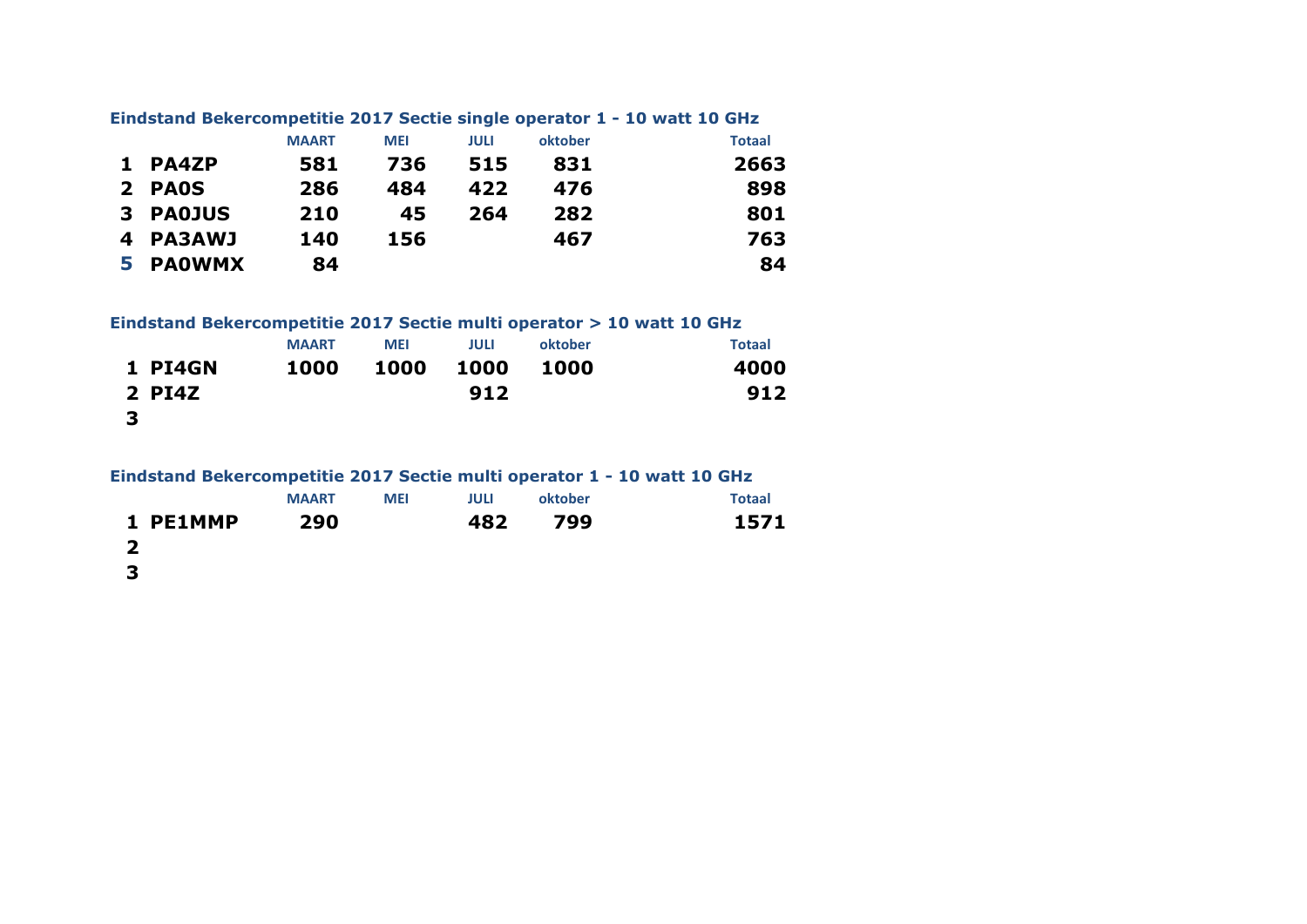### Eindstand Bekercompetitie 2017 Sectie single operator 1 - 10 watt 10 GHz

| | | MAART | MEI | JULI | oktober | Totaal |
|---|---|---|---|---|---|---|
| 1 | PA4ZP | 581 | 736 | 515 | 831 | 2663 |
| 2 | PA0S | 286 | 484 | 422 | 476 | 898 |
| 3 | PA0JUS | 210 | 45 | 264 | 282 | 801 |
| 4 | PA3AWJ | 140 | 156 | | 467 | 763 |
| 5 | PA0WMX | 84 | | | | 84 |

### Eindstand Bekercompetitie 2017 Sectie multi operator > 10 watt 10 GHz

| | | MAART | MEI | JULI | oktober | Totaal |
|---|---|---|---|---|---|---|
| 1 | PI4GN | 1000 | 1000 | 1000 | 1000 | 4000 |
| 2 | PI4Z | | | 912 | | 912 |
| 3 | | | | | | |

### Eindstand Bekercompetitie 2017 Sectie multi operator 1 - 10 watt 10 GHz

| | | MAART | MEI | JULI | oktober | Totaal |
|---|---|---|---|---|---|---|
| 1 | PE1MMP | 290 | | 482 | 799 | 1571 |
| 2 | | | | | | |
| 3 | | | | | | |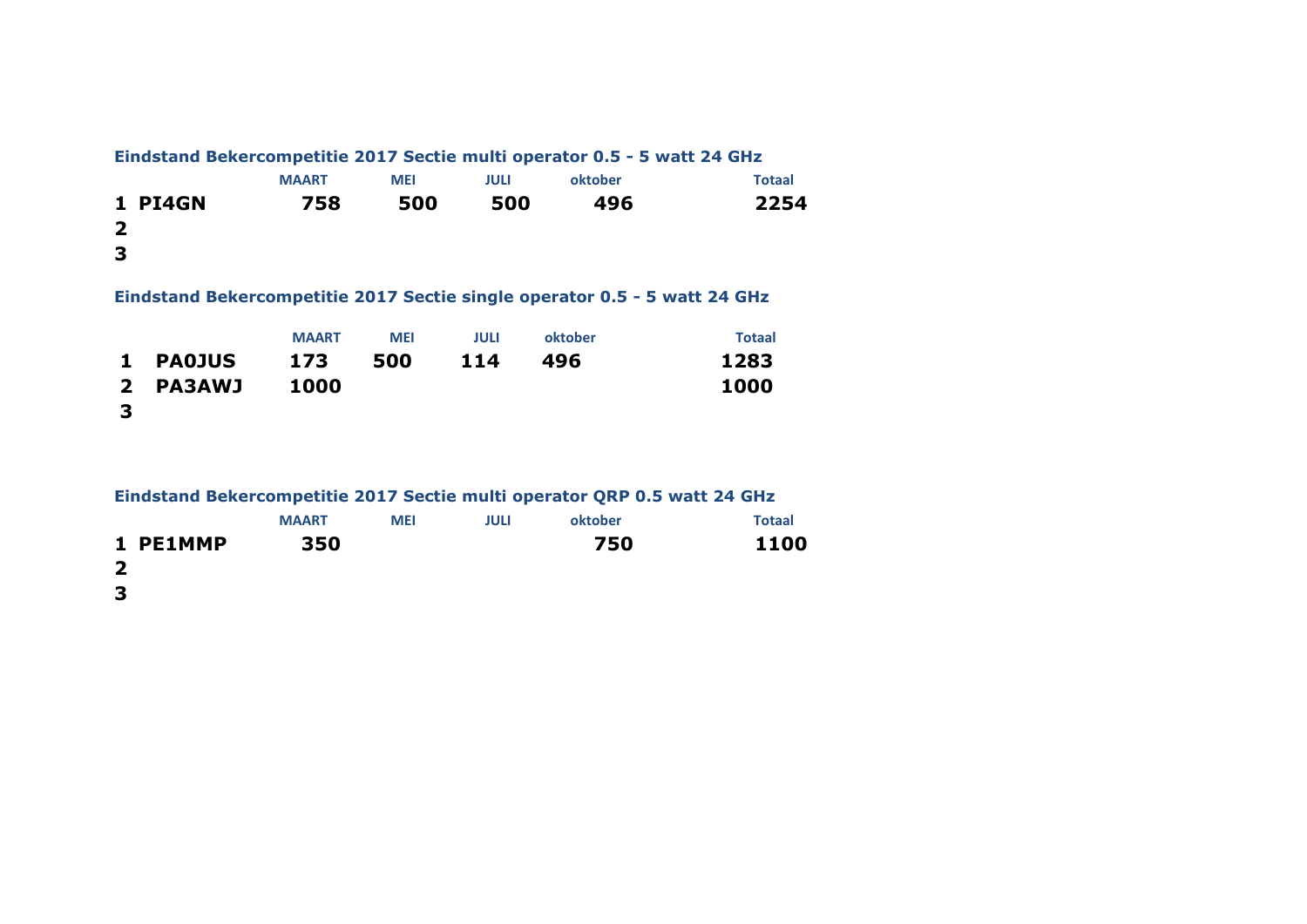### Eindstand Bekercompetitie 2017 Sectie multi operator 0.5 - 5 watt 24 GHz

| | | MAART | MEI | JULI | oktober | Totaal |
|---|---|---|---|---|---|---|
| **1** | **PI4GN** | **758** | **500** | **500** | **496** | **2254** |
| **2** | | | | | | |
| **3** | | | | | | |

### Eindstand Bekercompetitie 2017 Sectie single operator 0.5 - 5 watt 24 GHz

| | | MAART | MEI | JULI | oktober | Totaal |
|---|---|---|---|---|---|---|
| **1** | **PA0JUS** | **173** | **500** | **114** | **496** | **1283** |
| **2** | **PA3AWJ** | **1000** | | | | **1000** |
| **3** | | | | | | |

### Eindstand Bekercompetitie 2017 Sectie multi operator QRP 0.5 watt 24 GHz

| | | MAART | MEI | JULI | oktober | Totaal |
|---|---|---|---|---|---|---|
| **1** | **PE1MMP** | **350** | | | **750** | **1100** |
| **2** | | | | | | |
| **3** | | | | | | |